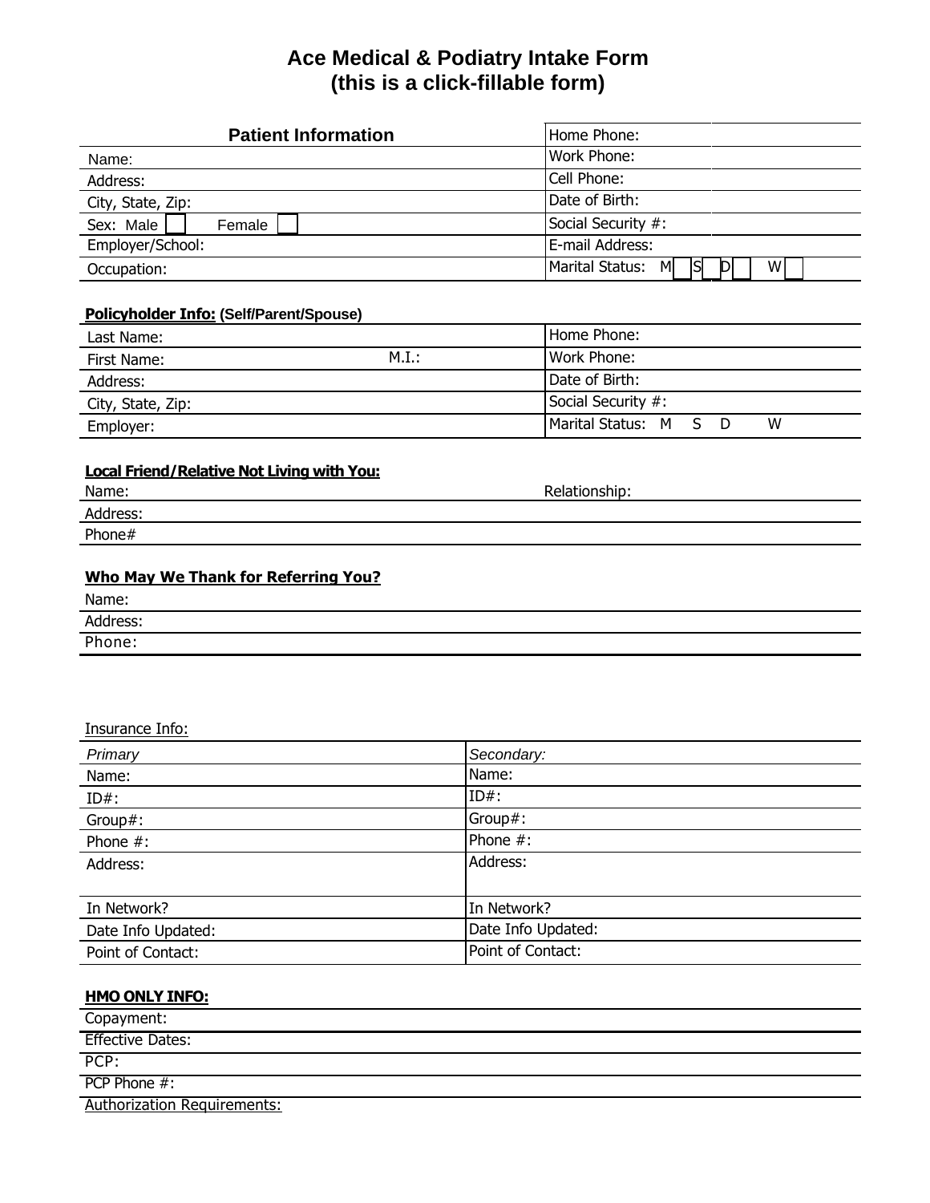# Ace Medical & Podiatry Intake Form
## (this is a click-fillable form)

| Patient Information | Home Phone: | |
|---|---|---|
| Name: | Work Phone: | |
| Address: | Cell Phone: | |
| City, State, Zip: | Date of Birth: | |
| Sex: Male ☐ Female ☐ | Social Security #: | |
| Employer/School: | E-mail Address: | |
| Occupation: | Marital Status: M ☐ S ☐ D ☐ W ☐ | |

**Policyholder Info: (Self/Parent/Spouse)**

| | |
|---|---|
| Last Name: | Home Phone: |
| First Name: M.I.: | Work Phone: |
| Address: | Date of Birth: |
| City, State, Zip: | Social Security #: |
| Employer: | Marital Status: M S D W |

**Local Friend/Relative Not Living with You:**

| | |
|---|---|
| Name: | Relationship: |
| Address: | |
| Phone# | |

**Who May We Thank for Referring You?**

Name:

Address:

Phone:

Insurance Info:

| *Primary* | *Secondary:* |
|---|---|
| Name: | Name: |
| ID#: | ID#: |
| Group#: | Group#: |
| Phone #: | Phone #: |
| Address: | Address: |
| In Network? | In Network? |
| Date Info Updated: | Date Info Updated: |
| Point of Contact: | Point of Contact: |

**HMO ONLY INFO:**

Copayment:

Effective Dates:

PCP:

PCP Phone #:

Authorization Requirements: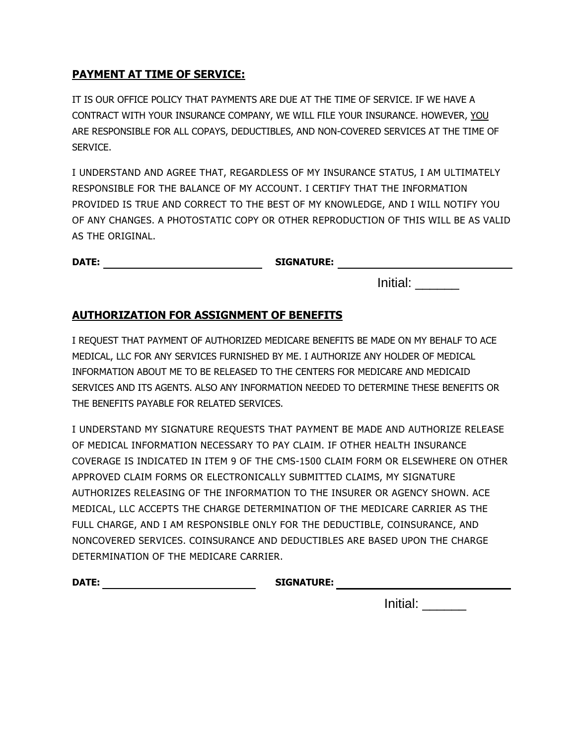## PAYMENT AT TIME OF SERVICE:

IT IS OUR OFFICE POLICY THAT PAYMENTS ARE DUE AT THE TIME OF SERVICE. IF WE HAVE A CONTRACT WITH YOUR INSURANCE COMPANY, WE WILL FILE YOUR INSURANCE. HOWEVER, YOU ARE RESPONSIBLE FOR ALL COPAYS, DEDUCTIBLES, AND NON-COVERED SERVICES AT THE TIME OF SERVICE.

I UNDERSTAND AND AGREE THAT, REGARDLESS OF MY INSURANCE STATUS, I AM ULTIMATELY RESPONSIBLE FOR THE BALANCE OF MY ACCOUNT. I CERTIFY THAT THE INFORMATION PROVIDED IS TRUE AND CORRECT TO THE BEST OF MY KNOWLEDGE, AND I WILL NOTIFY YOU OF ANY CHANGES. A PHOTOSTATIC COPY OR OTHER REPRODUCTION OF THIS WILL BE AS VALID AS THE ORIGINAL.

**DATE:** ____________________ **SIGNATURE:** ____________________

Initial: ______

## AUTHORIZATION FOR ASSIGNMENT OF BENEFITS

I REQUEST THAT PAYMENT OF AUTHORIZED MEDICARE BENEFITS BE MADE ON MY BEHALF TO ACE MEDICAL, LLC FOR ANY SERVICES FURNISHED BY ME. I AUTHORIZE ANY HOLDER OF MEDICAL INFORMATION ABOUT ME TO BE RELEASED TO THE CENTERS FOR MEDICARE AND MEDICAID SERVICES AND ITS AGENTS. ALSO ANY INFORMATION NEEDED TO DETERMINE THESE BENEFITS OR THE BENEFITS PAYABLE FOR RELATED SERVICES.

I UNDERSTAND MY SIGNATURE REQUESTS THAT PAYMENT BE MADE AND AUTHORIZE RELEASE OF MEDICAL INFORMATION NECESSARY TO PAY CLAIM. IF OTHER HEALTH INSURANCE COVERAGE IS INDICATED IN ITEM 9 OF THE CMS-1500 CLAIM FORM OR ELSEWHERE ON OTHER APPROVED CLAIM FORMS OR ELECTRONICALLY SUBMITTED CLAIMS, MY SIGNATURE AUTHORIZES RELEASING OF THE INFORMATION TO THE INSURER OR AGENCY SHOWN. ACE MEDICAL, LLC ACCEPTS THE CHARGE DETERMINATION OF THE MEDICARE CARRIER AS THE FULL CHARGE, AND I AM RESPONSIBLE ONLY FOR THE DEDUCTIBLE, COINSURANCE, AND NONCOVERED SERVICES. COINSURANCE AND DEDUCTIBLES ARE BASED UPON THE CHARGE DETERMINATION OF THE MEDICARE CARRIER.

**DATE:** ____________________ **SIGNATURE:** ____________________

Initial: ______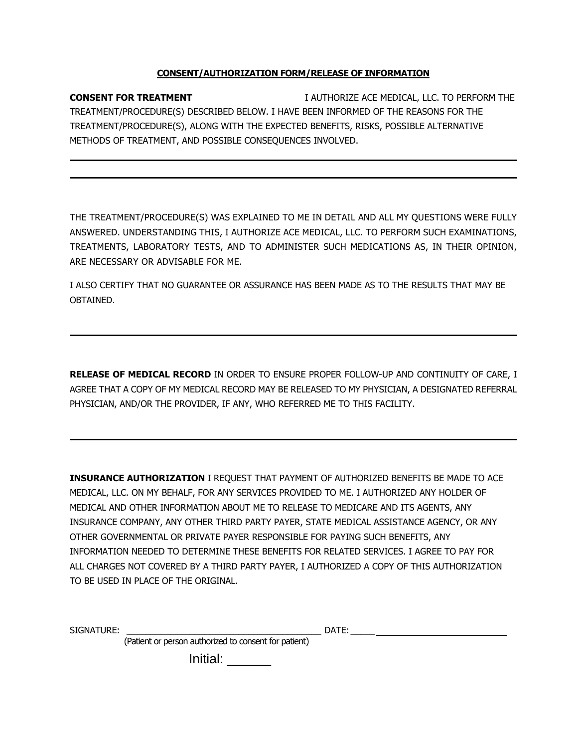**<u>CONSENT/AUTHORIZATION FORM/RELEASE OF INFORMATION</u>**

**CONSENT FOR TREATMENT** I AUTHORIZE ACE MEDICAL, LLC. TO PERFORM THE TREATMENT/PROCEDURE(S) DESCRIBED BELOW. I HAVE BEEN INFORMED OF THE REASONS FOR THE TREATMENT/PROCEDURE(S), ALONG WITH THE EXPECTED BENEFITS, RISKS, POSSIBLE ALTERNATIVE METHODS OF TREATMENT, AND POSSIBLE CONSEQUENCES INVOLVED.

---

---

THE TREATMENT/PROCEDURE(S) WAS EXPLAINED TO ME IN DETAIL AND ALL MY QUESTIONS WERE FULLY ANSWERED. UNDERSTANDING THIS, I AUTHORIZE ACE MEDICAL, LLC. TO PERFORM SUCH EXAMINATIONS, TREATMENTS, LABORATORY TESTS, AND TO ADMINISTER SUCH MEDICATIONS AS, IN THEIR OPINION, ARE NECESSARY OR ADVISABLE FOR ME.

I ALSO CERTIFY THAT NO GUARANTEE OR ASSURANCE HAS BEEN MADE AS TO THE RESULTS THAT MAY BE OBTAINED.

---

**RELEASE OF MEDICAL RECORD** IN ORDER TO ENSURE PROPER FOLLOW-UP AND CONTINUITY OF CARE, I AGREE THAT A COPY OF MY MEDICAL RECORD MAY BE RELEASED TO MY PHYSICIAN, A DESIGNATED REFERRAL PHYSICIAN, AND/OR THE PROVIDER, IF ANY, WHO REFERRED ME TO THIS FACILITY.

---

**INSURANCE AUTHORIZATION** I REQUEST THAT PAYMENT OF AUTHORIZED BENEFITS BE MADE TO ACE MEDICAL, LLC. ON MY BEHALF, FOR ANY SERVICES PROVIDED TO ME. I AUTHORIZED ANY HOLDER OF MEDICAL AND OTHER INFORMATION ABOUT ME TO RELEASE TO MEDICARE AND ITS AGENTS, ANY INSURANCE COMPANY, ANY OTHER THIRD PARTY PAYER, STATE MEDICAL ASSISTANCE AGENCY, OR ANY OTHER GOVERNMENTAL OR PRIVATE PAYER RESPONSIBLE FOR PAYING SUCH BENEFITS, ANY INFORMATION NEEDED TO DETERMINE THESE BENEFITS FOR RELATED SERVICES. I AGREE TO PAY FOR ALL CHARGES NOT COVERED BY A THIRD PARTY PAYER, I AUTHORIZED A COPY OF THIS AUTHORIZATION TO BE USED IN PLACE OF THE ORIGINAL.

SIGNATURE: ________________________________________ DATE: ________________________________

(Patient or person authorized to consent for patient)

Initial: ______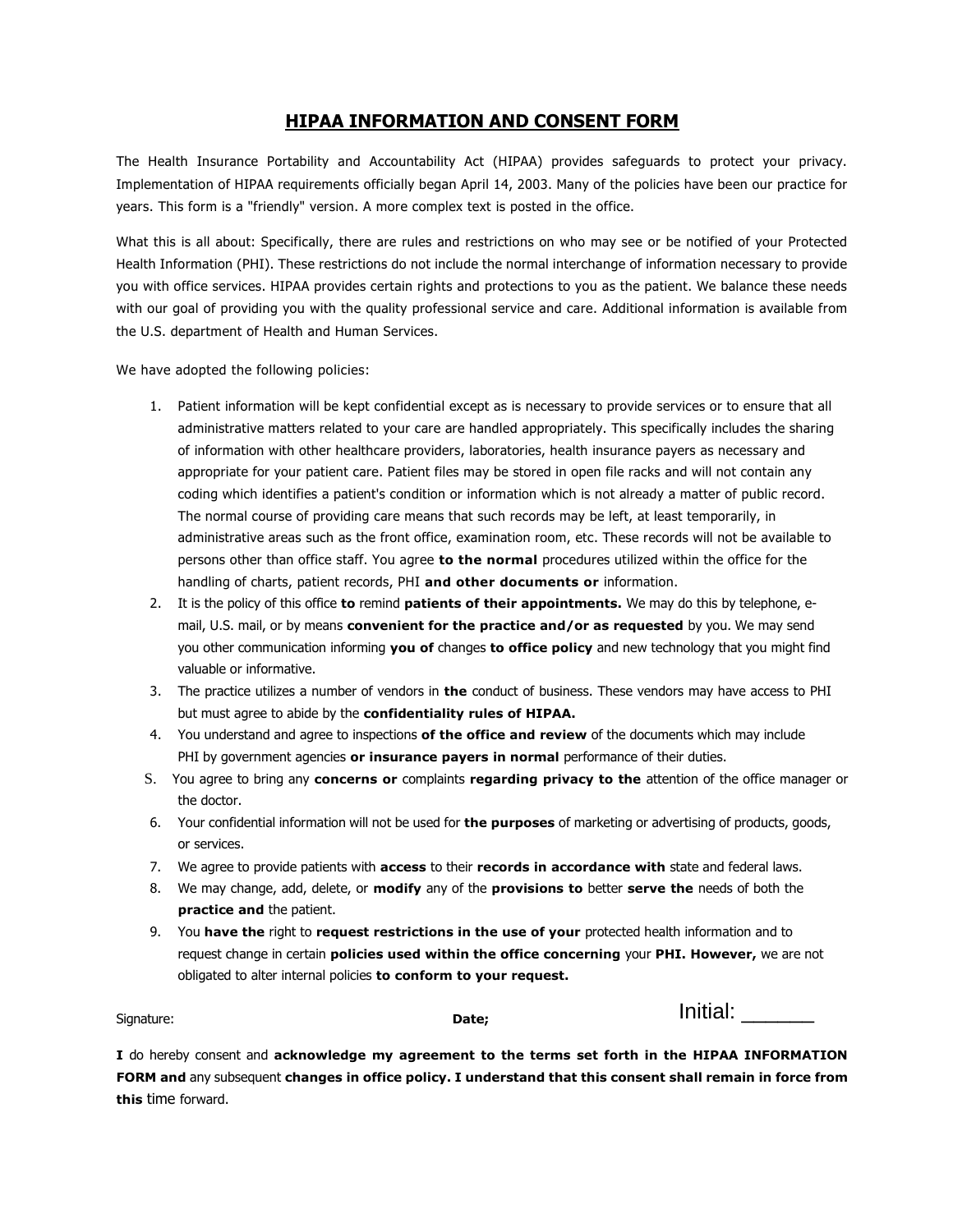# HIPAA INFORMATION AND CONSENT FORM

The Health Insurance Portability and Accountability Act (HIPAA) provides safeguards to protect your privacy. Implementation of HIPAA requirements officially began April 14, 2003. Many of the policies have been our practice for years. This form is a "friendly" version. A more complex text is posted in the office.

What this is all about: Specifically, there are rules and restrictions on who may see or be notified of your Protected Health Information (PHI). These restrictions do not include the normal interchange of information necessary to provide you with office services. HIPAA provides certain rights and protections to you as the patient. We balance these needs with our goal of providing you with the quality professional service and care. Additional information is available from the U.S. department of Health and Human Services.

We have adopted the following policies:

1. Patient information will be kept confidential except as is necessary to provide services or to ensure that all administrative matters related to your care are handled appropriately. This specifically includes the sharing of information with other healthcare providers, laboratories, health insurance payers as necessary and appropriate for your patient care. Patient files may be stored in open file racks and will not contain any coding which identifies a patient's condition or information which is not already a matter of public record. The normal course of providing care means that such records may be left, at least temporarily, in administrative areas such as the front office, examination room, etc. These records will not be available to persons other than office staff. You agree **to the normal** procedures utilized within the office for the handling of charts, patient records, PHI **and other documents or** information.
2. It is the policy of this office **to** remind **patients of their appointments.** We may do this by telephone, e-mail, U.S. mail, or by means **convenient for the practice and/or as requested** by you. We may send you other communication informing **you of** changes **to office policy** and new technology that you might find valuable or informative.
3. The practice utilizes a number of vendors in **the** conduct of business. These vendors may have access to PHI but must agree to abide by the **confidentiality rules of HIPAA.**
4. You understand and agree to inspections **of the office and review** of the documents which may include PHI by government agencies **or insurance payers in normal** performance of their duties.
S. You agree to bring any **concerns or** complaints **regarding privacy to the** attention of the office manager or the doctor.
6. Your confidential information will not be used for **the purposes** of marketing or advertising of products, goods, or services.
7. We agree to provide patients with **access** to their **records in accordance with** state and federal laws.
8. We may change, add, delete, or **modify** any of the **provisions to** better **serve the** needs of both the **practice and** the patient.
9. You **have the** right to **request restrictions in the use of your** protected health information and to request change in certain **policies used within the office concerning** your **PHI. However,** we are not obligated to alter internal policies **to conform to your request.**

Signature: **Date;** Initial: _______

**I** do hereby consent and **acknowledge my agreement to the terms set forth in the HIPAA INFORMATION FORM and** any subsequent **changes in office policy. I understand that this consent shall remain in force from this** time forward.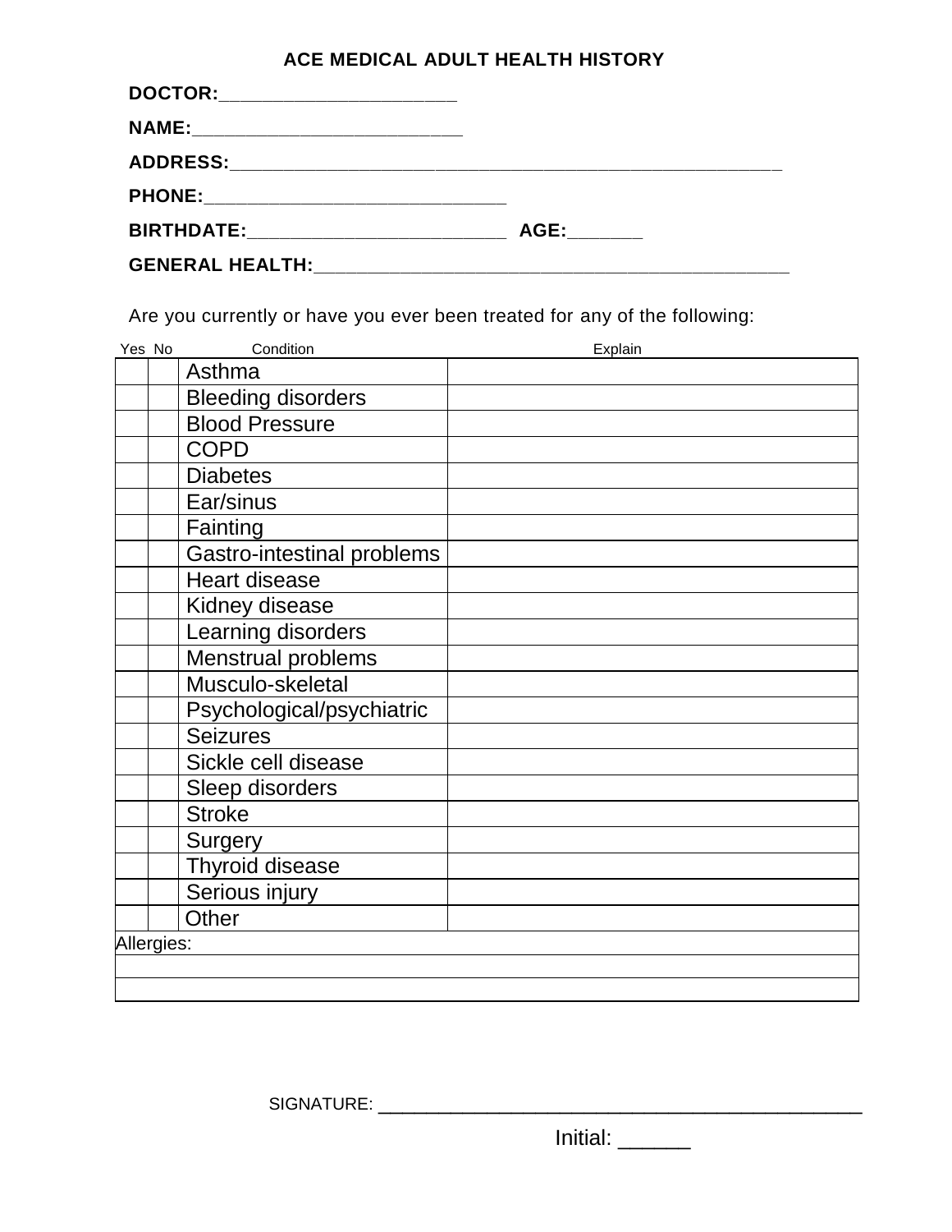# ACE MEDICAL ADULT HEALTH HISTORY

**DOCTOR:**______________________

**NAME:**__________________________

**ADDRESS:**_____________________________________________________

**PHONE:**_____________________________

**BIRTHDATE:**_________________________ **AGE:**_______

**GENERAL HEALTH:**______________________________________________

Are you currently or have you ever been treated for any of the following:

| Yes | No | Condition | Explain |
|---|---|---|---|
| | | Asthma | |
| | | Bleeding disorders | |
| | | Blood Pressure | |
| | | COPD | |
| | | Diabetes | |
| | | Ear/sinus | |
| | | Fainting | |
| | | Gastro-intestinal problems | |
| | | Heart disease | |
| | | Kidney disease | |
| | | Learning disorders | |
| | | Menstrual problems | |
| | | Musculo-skeletal | |
| | | Psychological/psychiatric | |
| | | Seizures | |
| | | Sickle cell disease | |
| | | Sleep disorders | |
| | | Stroke | |
| | | Surgery | |
| | | Thyroid disease | |
| | | Serious injury | |
| | | Other | |
| Allergies: | | | |
| | | | |
| | | | |

SIGNATURE: ____________________________________________

Initial: ______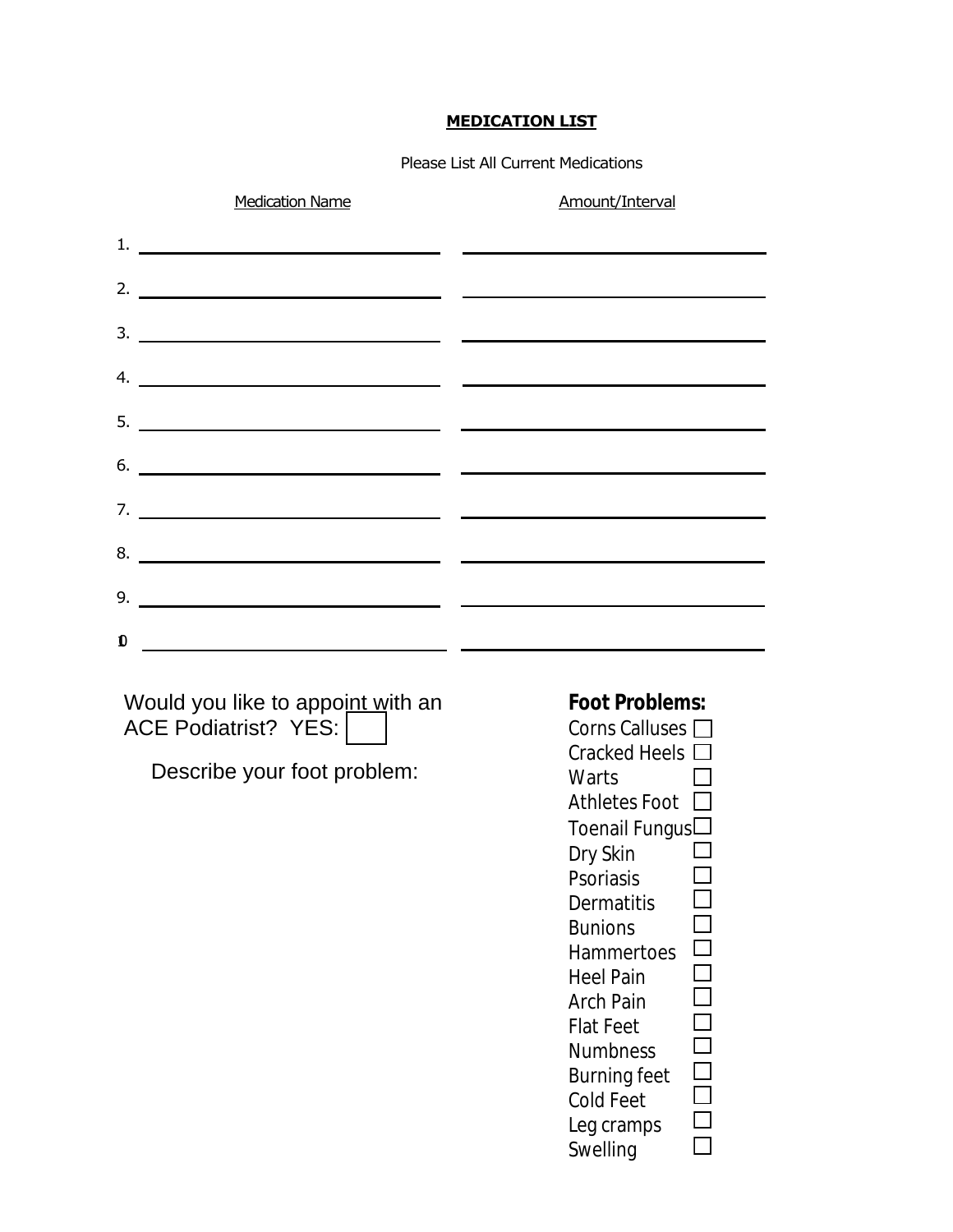## MEDICATION LIST

Please List All Current Medications

| Medication Name | Amount/Interval |
|---|---|
| 1. | |
| 2. | |
| 3. | |
| 4. | |
| 5. | |
| 6. | |
| 7. | |
| 8. | |
| 9. | |
| 10 | |

Would you like to appoint with an ACE Podiatrist? YES: ☐

Describe your foot problem:

**Foot Problems:**

- Corns Calluses ☐
- Cracked Heels ☐
- Warts ☐
- Athletes Foot ☐
- Toenail Fungus ☐
- Dry Skin ☐
- Psoriasis ☐
- Dermatitis ☐
- Bunions ☐
- Hammertoes ☐
- Heel Pain ☐
- Arch Pain ☐
- Flat Feet ☐
- Numbness ☐
- Burning feet ☐
- Cold Feet ☐
- Leg cramps ☐
- Swelling ☐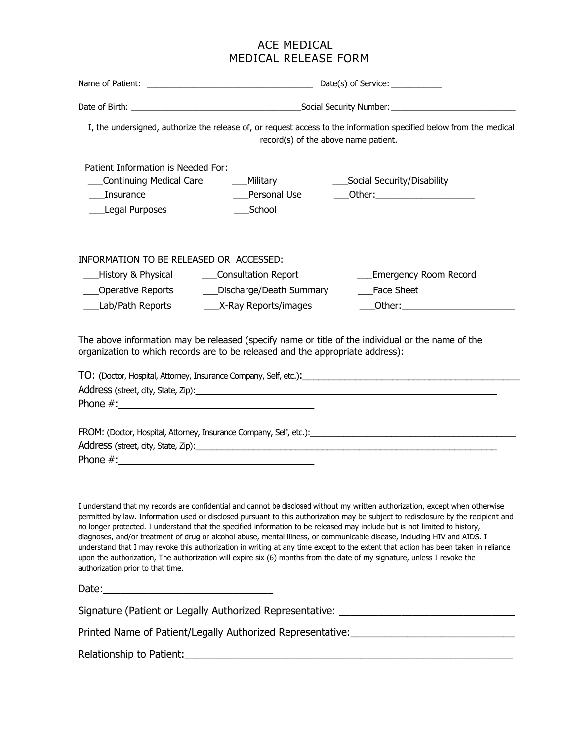# ACE MEDICAL
## MEDICAL RELEASE FORM

Name of Patient: ___________________________________ Date(s) of Service: ___________

Date of Birth: ____________________________________ Social Security Number: ___________________________

I, the undersigned, authorize the release of, or request access to the information specified below from the medical record(s) of the above name patient.

Patient Information is Needed For:

| | | |
|---|---|---|
| ___Continuing Medical Care | ___Military | ___Social Security/Disability |
| ___Insurance | ___Personal Use | ___Other:____________________ |
| ___Legal Purposes | ___School | |

---

INFORMATION TO BE RELEASED OR ACCESSED:

| | | |
|---|---|---|
| ___History & Physical | ___Consultation Report | ___Emergency Room Record |
| ___Operative Reports | ___Discharge/Death Summary | ___Face Sheet |
| ___Lab/Path Reports | ___X-Ray Reports/images | ___Other:______________________ |

The above information may be released (specify name or title of the individual or the name of the organization to which records are to be released and the appropriate address):

TO: (Doctor, Hospital, Attorney, Insurance Company, Self, etc.):_____________________________________________

Address (street, city, State, Zip):______________________________________________________________

Phone #:_____________________________________

FROM: (Doctor, Hospital, Attorney, Insurance Company, Self, etc.):_____________________________________________

Address (street, city, State, Zip):______________________________________________________________

Phone #:_____________________________________

I understand that my records are confidential and cannot be disclosed without my written authorization, except when otherwise permitted by law. Information used or disclosed pursuant to this authorization may be subject to redisclosure by the recipient and no longer protected. I understand that the specified information to be released may include but is not limited to history, diagnoses, and/or treatment of drug or alcohol abuse, mental illness, or communicable disease, including HIV and AIDS. I understand that I may revoke this authorization in writing at any time except to the extent that action has been taken in reliance upon the authorization, The authorization will expire six (6) months from the date of my signature, unless I revoke the authorization prior to that time.

Date:_______________________________

Signature (Patient or Legally Authorized Representative: _______________________________

Printed Name of Patient/Legally Authorized Representative:_____________________________

Relationship to Patient:____________________________________________________________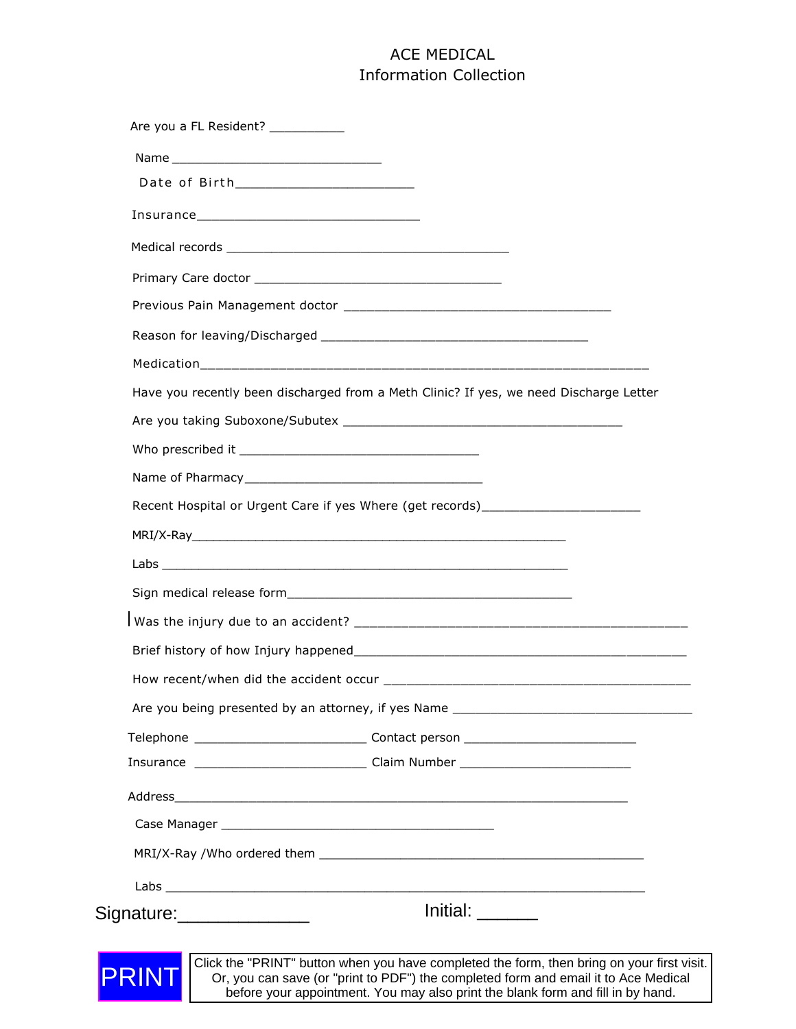# ACE MEDICAL
## Information Collection

Are you a FL Resident? __________

Name _____________________________

Date of Birth_______________________

Insurance______________________________

Medical records _______________________________________

Primary Care doctor __________________________________

Previous Pain Management doctor _____________________________________

Reason for leaving/Discharged ____________________________________

Medication______________________________________________________________

Have you recently been discharged from a Meth Clinic? If yes, we need Discharge Letter

Are you taking Suboxone/Subutex ______________________________________

Who prescribed it _________________________________

Name of Pharmacy_________________________________

Recent Hospital or Urgent Care if yes Where (get records)_____________________

MRI/X-Ray____________________________________________________

Labs _______________________________________________________

Sign medical release form______________________________________

Was the injury due to an accident? _____________________________________________

Brief history of how Injury happened_____________________________________________

How recent/when did the accident occur ___________________________________________

Are you being presented by an attorney, if yes Name _________________________________

Telephone ________________________ Contact person ________________________

Insurance ________________________ Claim Number ________________________

Address_____________________________________________________________

Case Manager ______________________________________

MRI/X-Ray /Who ordered them ____________________________________________

Labs _________________________________________________________________

Signature:_____________ Initial: ______

PRINT

Click the "PRINT" button when you have completed the form, then bring on your first visit. Or, you can save (or "print to PDF") the completed form and email it to Ace Medical before your appointment. You may also print the blank form and fill in by hand.